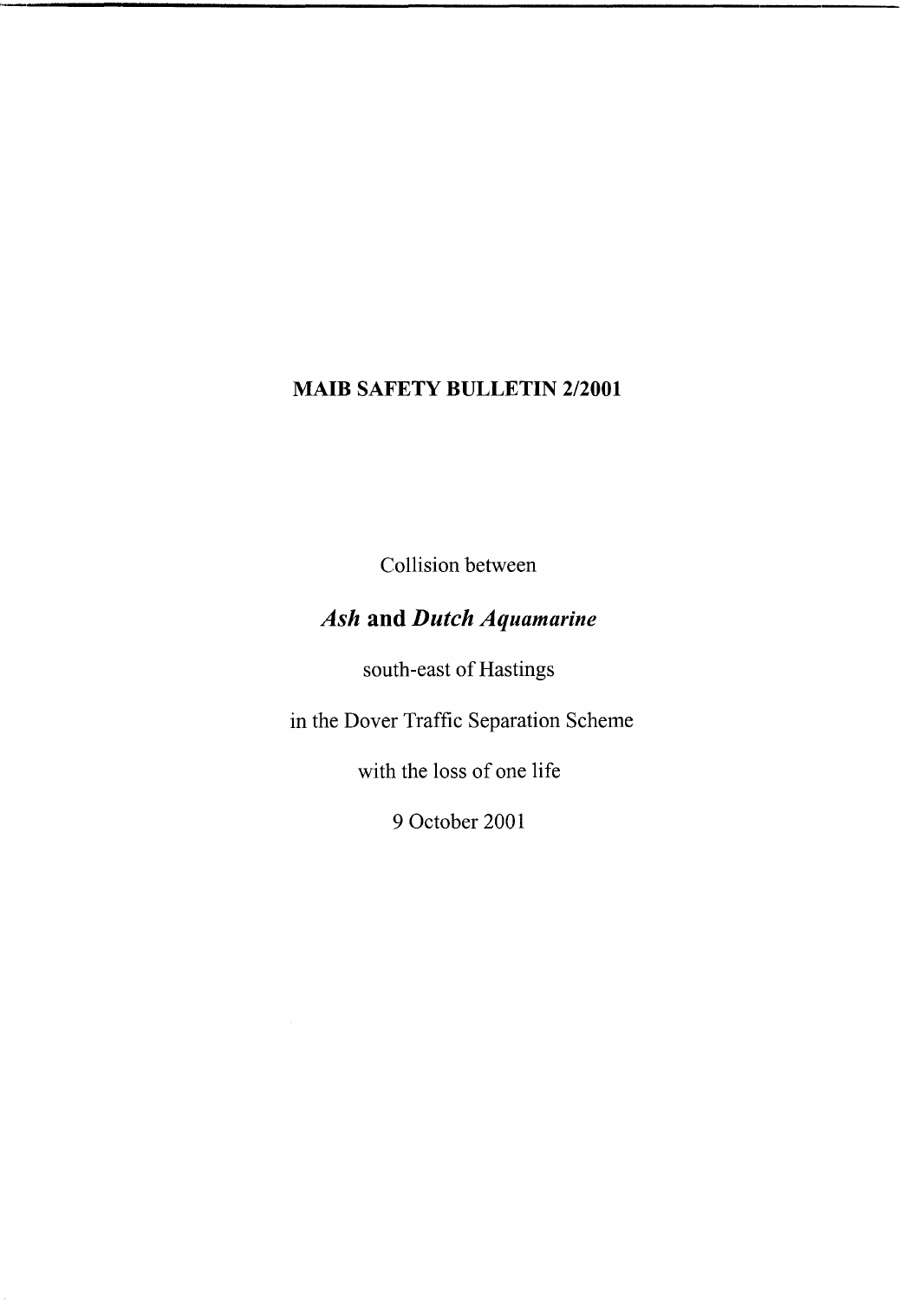# MAIB SAFETY BULLETIN 2/2001

Collision between

## *Ash* and *Dutch Aquamarine*

south-east of Hastings

in the Dover Traffic Separation Scheme

with the loss of one life

9 October 2001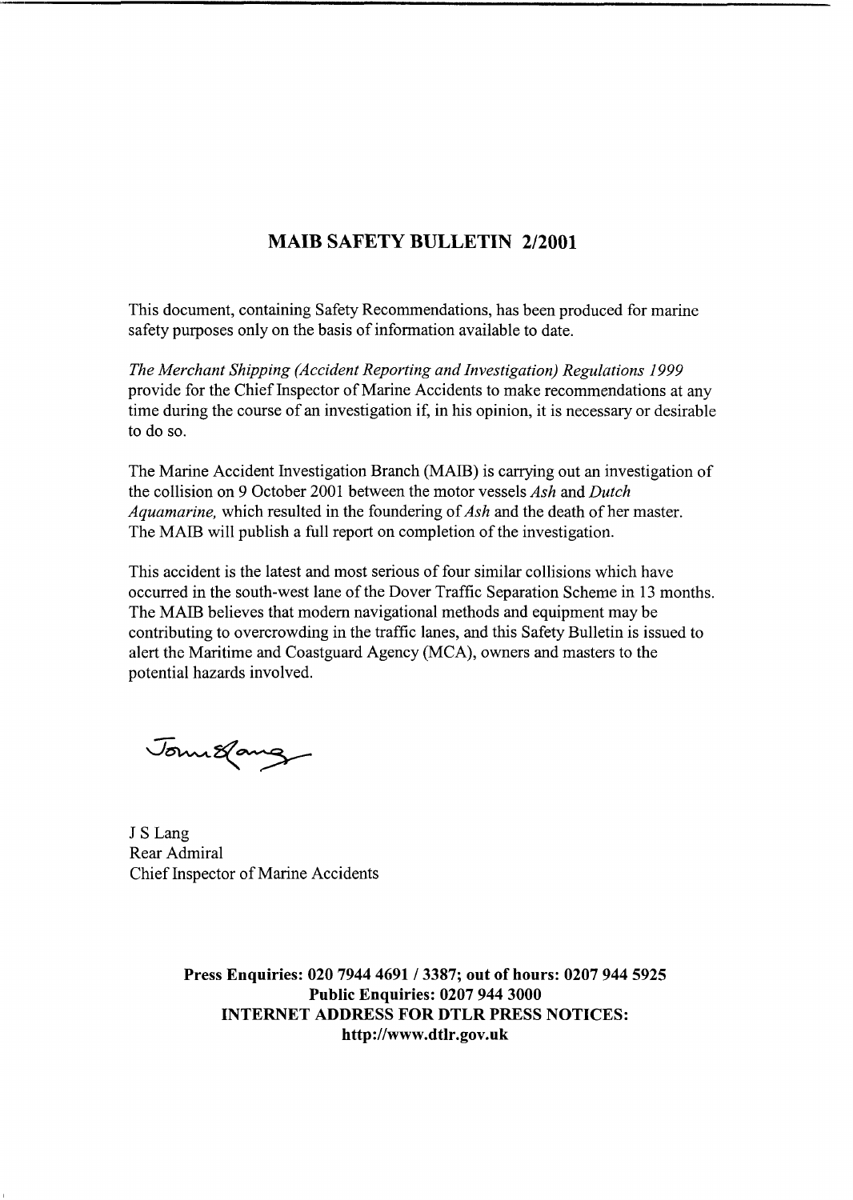## MAIB SAFETY BULLETIN 2/2001

This document, containing Safety Recommendations, has been produced for marine safety purposes only on the basis of information available to date.

*The Merchant Shipping (Accident Reporting and Investigation) Regulations 1999* provide for the Chief Inspector of Marine Accidents to make recommendations at any time during the course of an investigation if, in his opinion, it is necessary or desirable to do so.

The Marine Accident Investigation Branch (MAIB) is carrying out an investigation of the collision on 9 October 2001 between the motor vessels *Ash* and *Dutch Aquamarine,* which resulted in the foundering of *Ash* and the death of her master. The MAIB will publish a full report on completion of the investigation.

This accident is the latest and most serious of four similar collisions which have occurred in the south-west lane of the Dover Traffic Separation Scheme in 13 months. The MAIB believes that modern navigational methods and equipment may be contributing to overcrowding in the traffic lanes, and this Safety Bulletin is issued to alert the Maritime and Coastguard Agency (MCA), owners and masters to the potential hazards involved.

J S Lang
Rear Admiral
Chief Inspector of Marine Accidents

**Press Enquiries: 020 7944 4691 / 3387; out of hours: 0207 944 5925**
**Public Enquiries: 0207 944 3000**
**INTERNET ADDRESS FOR DTLR PRESS NOTICES:**
**http://www.dtlr.gov.uk**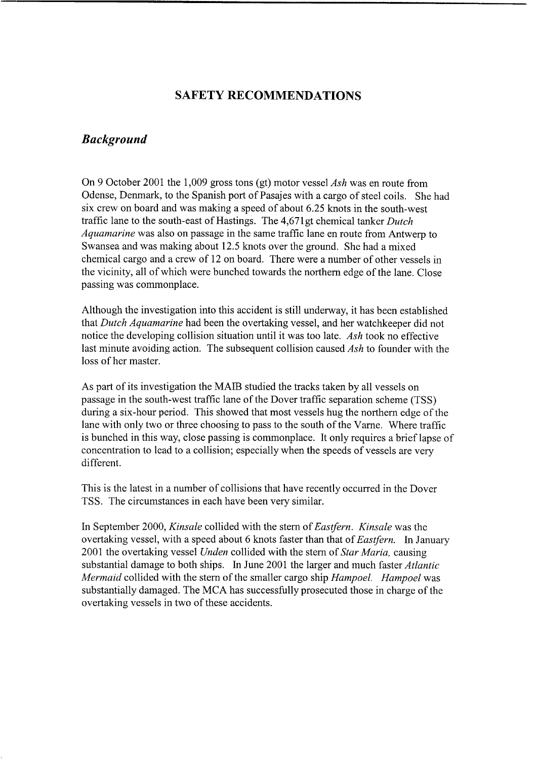# SAFETY RECOMMENDATIONS

## *Background*

On 9 October 2001 the 1,009 gross tons (gt) motor vessel *Ash* was en route from Odense, Denmark, to the Spanish port of Pasajes with a cargo of steel coils. She had six crew on board and was making a speed of about 6.25 knots in the south-west traffic lane to the south-east of Hastings. The 4,671gt chemical tanker *Dutch Aquamarine* was also on passage in the same traffic lane en route from Antwerp to Swansea and was making about 12.5 knots over the ground. She had a mixed chemical cargo and a crew of 12 on board. There were a number of other vessels in the vicinity, all of which were bunched towards the northern edge of the lane. Close passing was commonplace.

Although the investigation into this accident is still underway, it has been established that *Dutch Aquamarine* had been the overtaking vessel, and her watchkeeper did not notice the developing collision situation until it was too late. *Ash* took no effective last minute avoiding action. The subsequent collision caused *Ash* to founder with the loss of her master.

As part of its investigation the MAIB studied the tracks taken by all vessels on passage in the south-west traffic lane of the Dover traffic separation scheme (TSS) during a six-hour period. This showed that most vessels hug the northern edge of the lane with only two or three choosing to pass to the south of the Varne. Where traffic is bunched in this way, close passing is commonplace. It only requires a brief lapse of concentration to lead to a collision; especially when the speeds of vessels are very different.

This is the latest in a number of collisions that have recently occurred in the Dover TSS. The circumstances in each have been very similar.

In September 2000, *Kinsale* collided with the stern of *Eastfern*. *Kinsale* was the overtaking vessel, with a speed about 6 knots faster than that of *Eastfern*. In January 2001 the overtaking vessel *Unden* collided with the stern of *Star Maria,* causing substantial damage to both ships. In June 2001 the larger and much faster *Atlantic Mermaid* collided with the stern of the smaller cargo ship *Hampoel*. *Hampoel* was substantially damaged. The MCA has successfully prosecuted those in charge of the overtaking vessels in two of these accidents.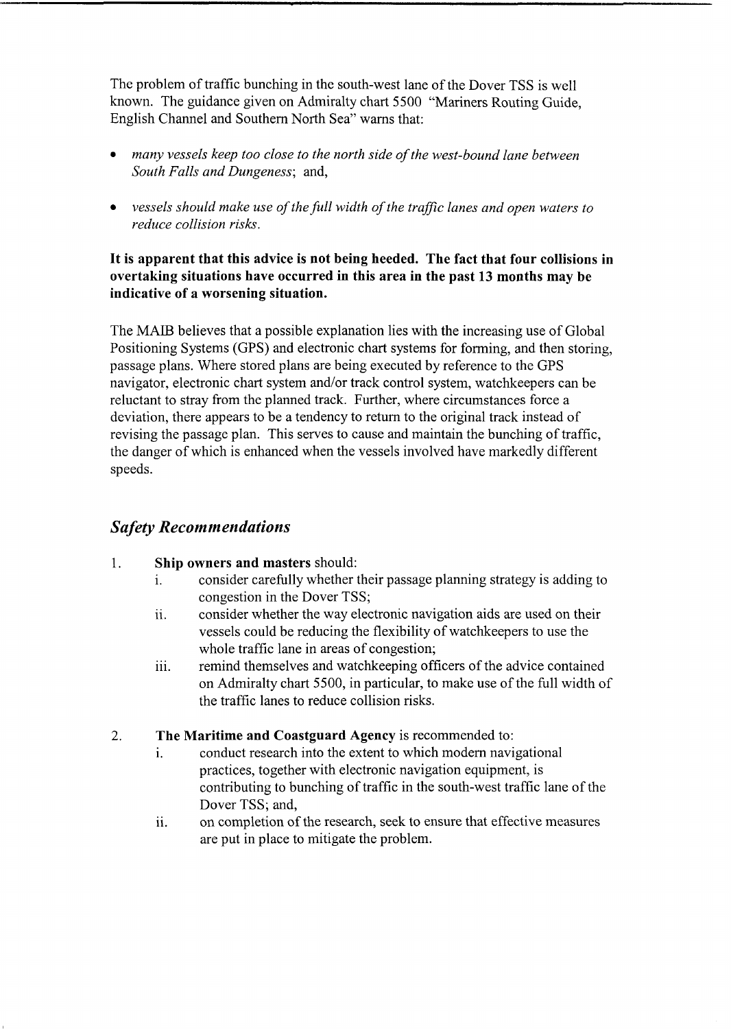The problem of traffic bunching in the south-west lane of the Dover TSS is well known. The guidance given on Admiralty chart 5500 "Mariners Routing Guide, English Channel and Southern North Sea" warns that:

- *many vessels keep too close to the north side of the west-bound lane between South Falls and Dungeness*; and,
- *vessels should make use of the full width of the traffic lanes and open waters to reduce collision risks.*

**It is apparent that this advice is not being heeded. The fact that four collisions in overtaking situations have occurred in this area in the past 13 months may be indicative of a worsening situation.**

The MAIB believes that a possible explanation lies with the increasing use of Global Positioning Systems (GPS) and electronic chart systems for forming, and then storing, passage plans. Where stored plans are being executed by reference to the GPS navigator, electronic chart system and/or track control system, watchkeepers can be reluctant to stray from the planned track. Further, where circumstances force a deviation, there appears to be a tendency to return to the original track instead of revising the passage plan. This serves to cause and maintain the bunching of traffic, the danger of which is enhanced when the vessels involved have markedly different speeds.

## *Safety Recommendations*

1. **Ship owners and masters** should:
   i. consider carefully whether their passage planning strategy is adding to congestion in the Dover TSS;
   ii. consider whether the way electronic navigation aids are used on their vessels could be reducing the flexibility of watchkeepers to use the whole traffic lane in areas of congestion;
   iii. remind themselves and watchkeeping officers of the advice contained on Admiralty chart 5500, in particular, to make use of the full width of the traffic lanes to reduce collision risks.

2. **The Maritime and Coastguard Agency** is recommended to:
   i. conduct research into the extent to which modern navigational practices, together with electronic navigation equipment, is contributing to bunching of traffic in the south-west traffic lane of the Dover TSS; and,
   ii. on completion of the research, seek to ensure that effective measures are put in place to mitigate the problem.